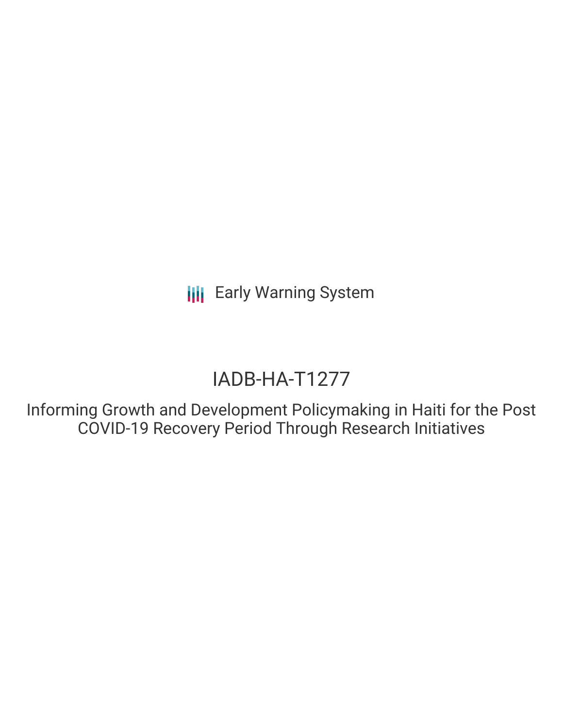Early Warning System

# IADB-HA-T1277

Informing Growth and Development Policymaking in Haiti for the Post COVID-19 Recovery Period Through Research Initiatives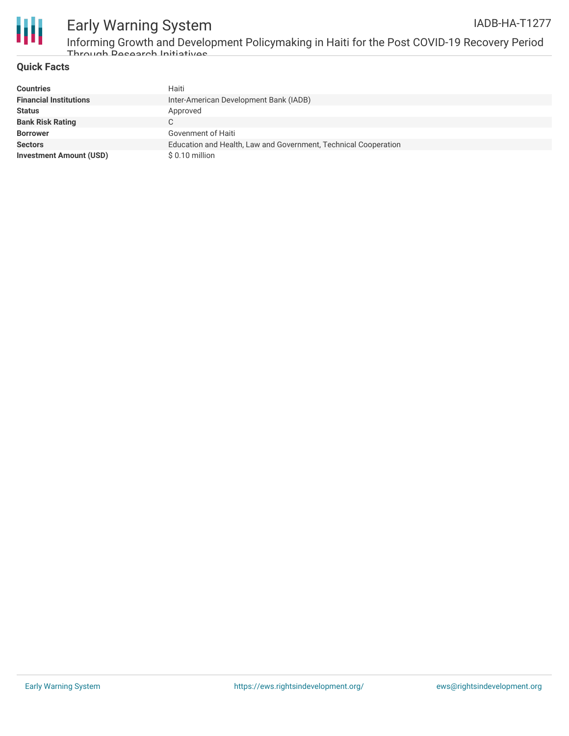## Quick Facts

| | |
|---|---|
| **Countries** | Haiti |
| **Financial Institutions** | Inter-American Development Bank (IADB) |
| **Status** | Approved |
| **Bank Risk Rating** | C |
| **Borrower** | Govenment of Haiti |
| **Sectors** | Education and Health, Law and Government, Technical Cooperation |
| **Investment Amount (USD)** | $ 0.10 million |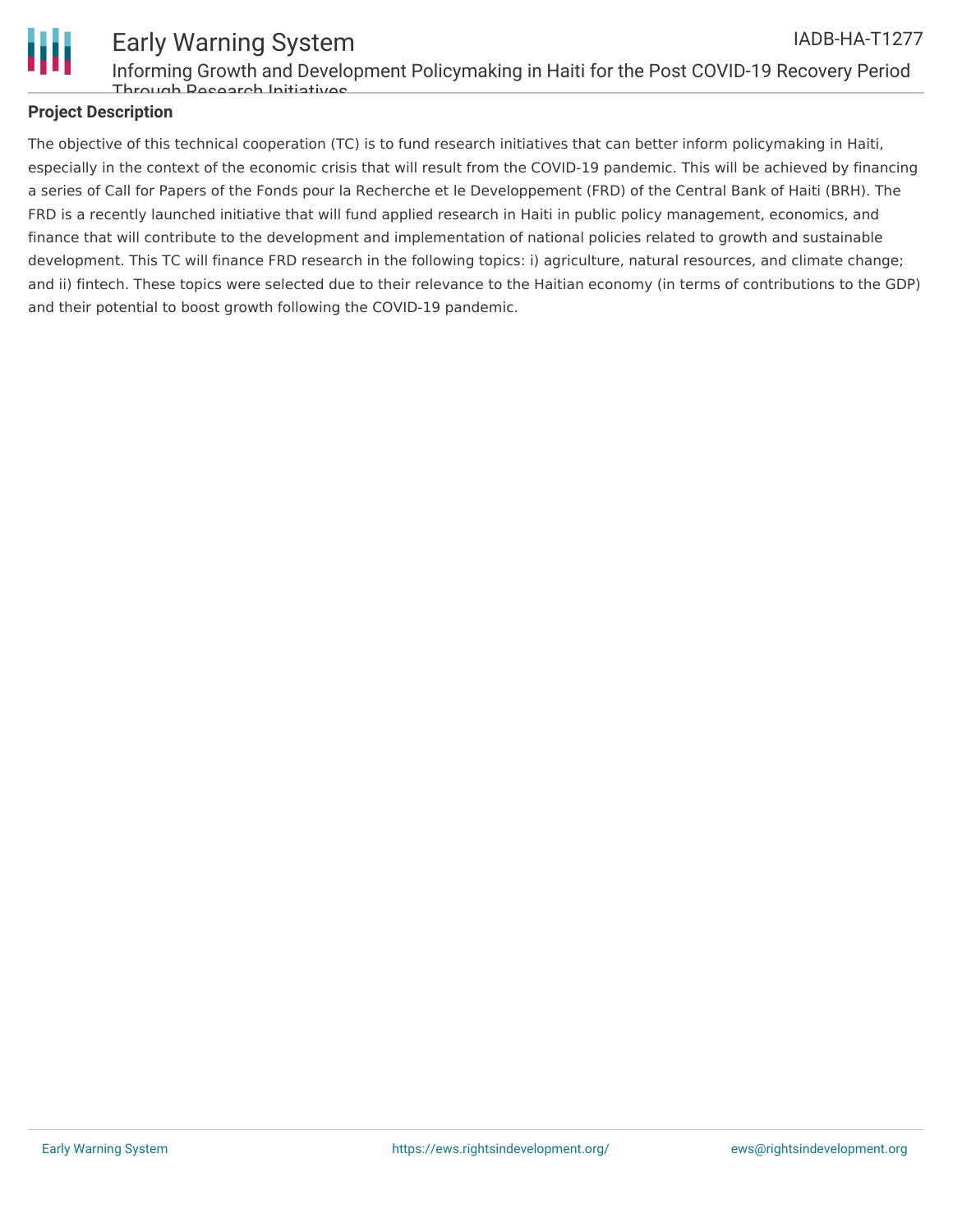## Project Description

The objective of this technical cooperation (TC) is to fund research initiatives that can better inform policymaking in Haiti, especially in the context of the economic crisis that will result from the COVID-19 pandemic. This will be achieved by financing a series of Call for Papers of the Fonds pour la Recherche et le Developpement (FRD) of the Central Bank of Haiti (BRH). The FRD is a recently launched initiative that will fund applied research in Haiti in public policy management, economics, and finance that will contribute to the development and implementation of national policies related to growth and sustainable development. This TC will finance FRD research in the following topics: i) agriculture, natural resources, and climate change; and ii) fintech. These topics were selected due to their relevance to the Haitian economy (in terms of contributions to the GDP) and their potential to boost growth following the COVID-19 pandemic.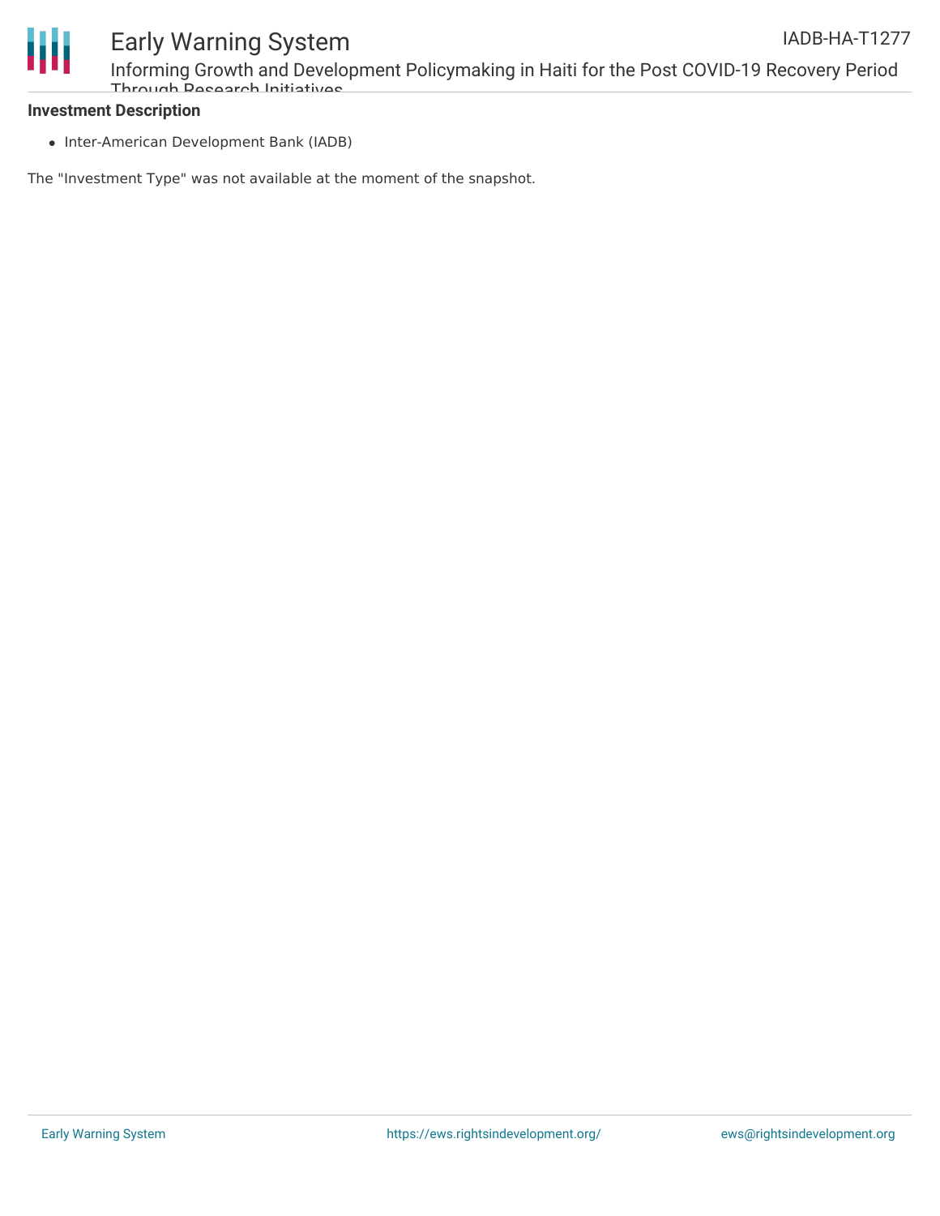**Investment Description**

- Inter-American Development Bank (IADB)

The "Investment Type" was not available at the moment of the snapshot.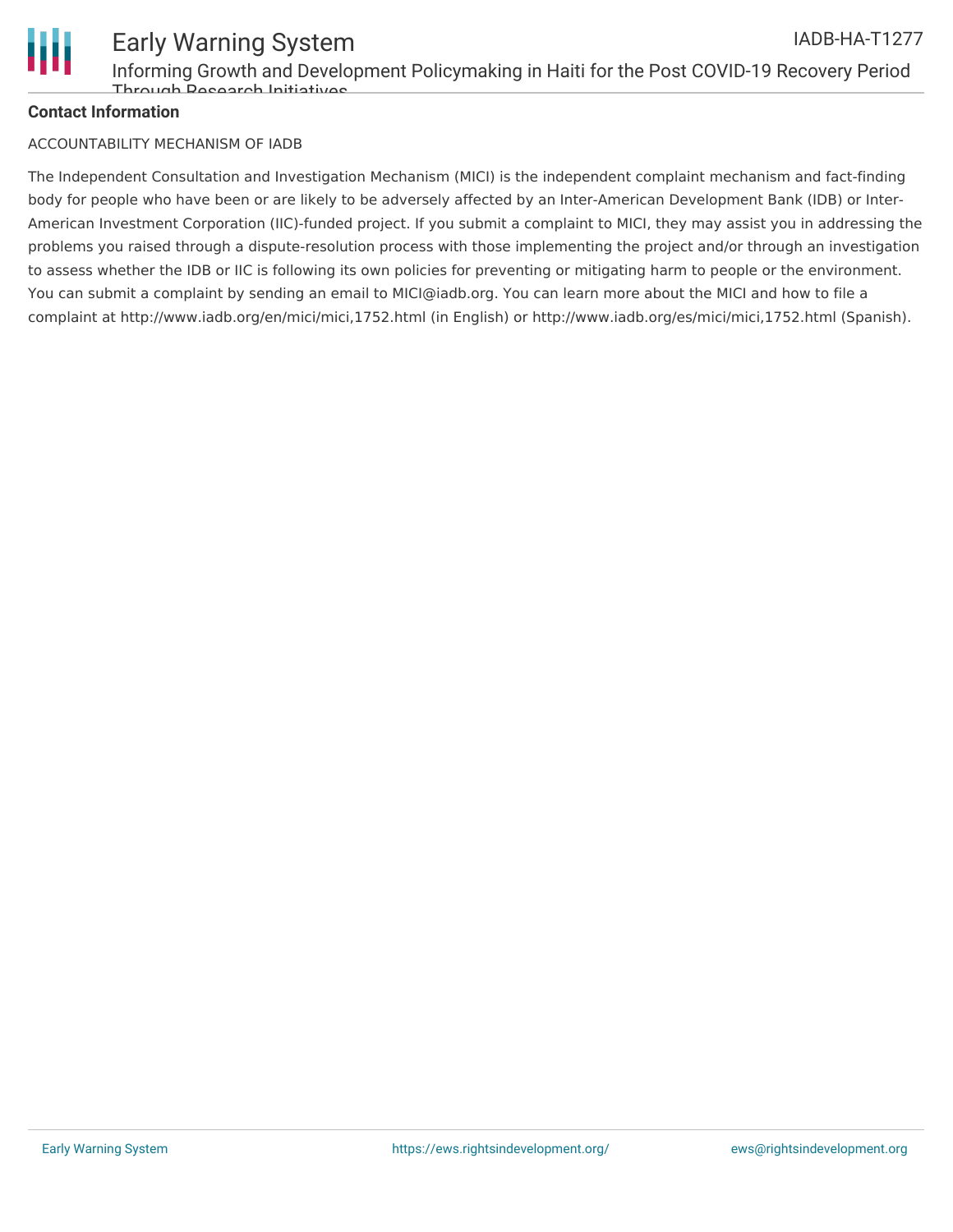**Contact Information**

ACCOUNTABILITY MECHANISM OF IADB

The Independent Consultation and Investigation Mechanism (MICI) is the independent complaint mechanism and fact-finding body for people who have been or are likely to be adversely affected by an Inter-American Development Bank (IDB) or Inter-American Investment Corporation (IIC)-funded project. If you submit a complaint to MICI, they may assist you in addressing the problems you raised through a dispute-resolution process with those implementing the project and/or through an investigation to assess whether the IDB or IIC is following its own policies for preventing or mitigating harm to people or the environment. You can submit a complaint by sending an email to MICI@iadb.org. You can learn more about the MICI and how to file a complaint at http://www.iadb.org/en/mici/mici,1752.html (in English) or http://www.iadb.org/es/mici/mici,1752.html (Spanish).